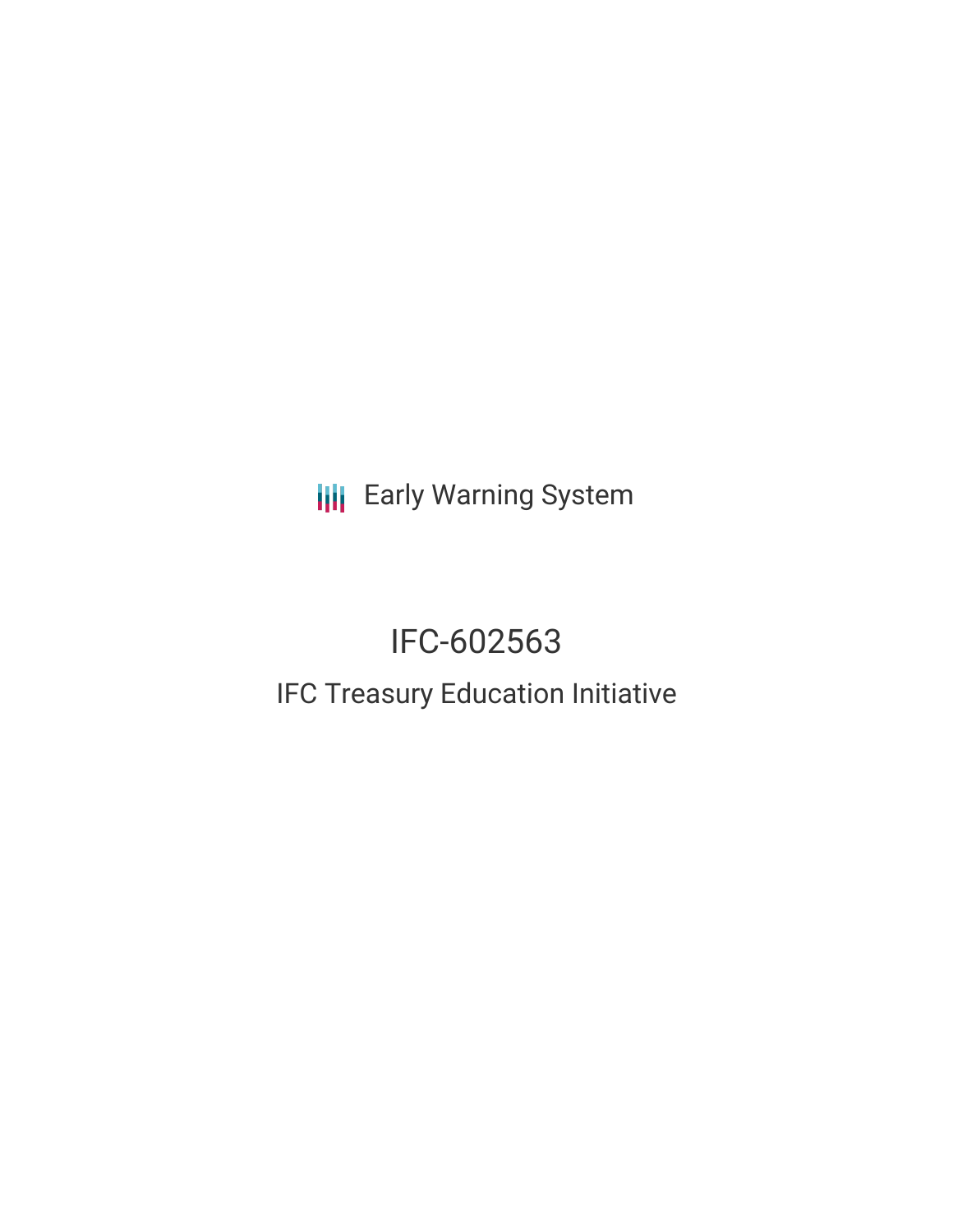Early Warning System

# IFC-602563

## IFC Treasury Education Initiative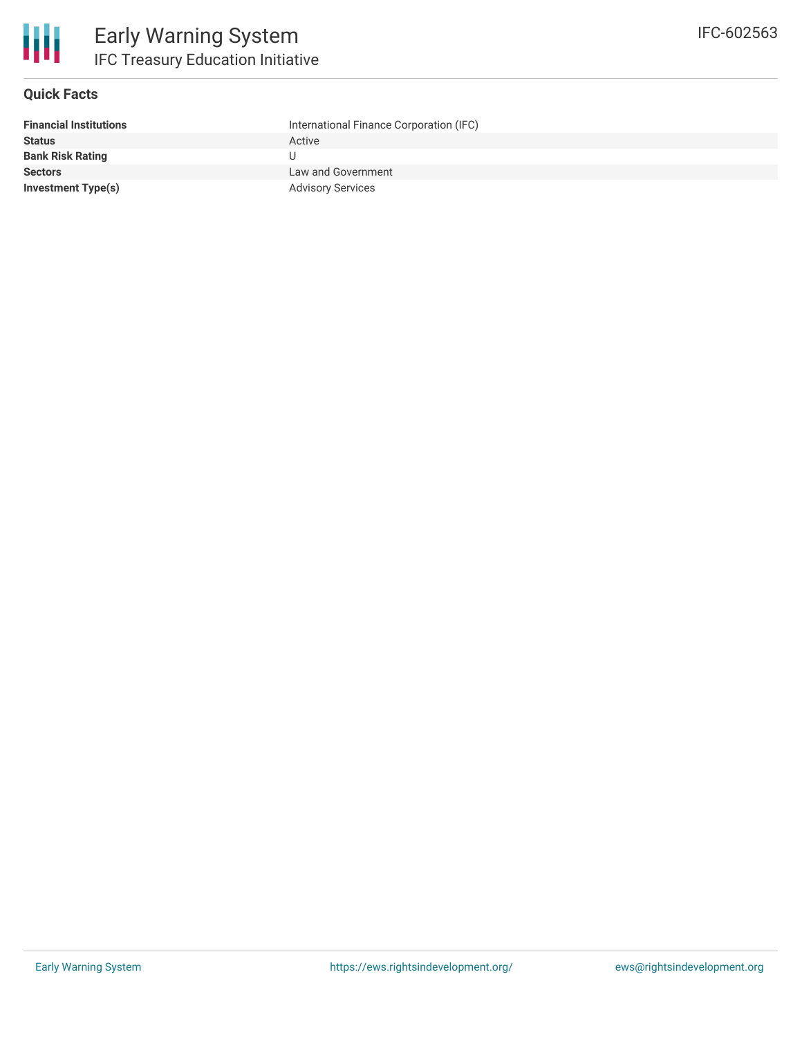# Early Warning System

## IFC Treasury Education Initiative

IFC-602563

### Quick Facts

| | |
|---|---|
| **Financial Institutions** | International Finance Corporation (IFC) |
| **Status** | Active |
| **Bank Risk Rating** | U |
| **Sectors** | Law and Government |
| **Investment Type(s)** | Advisory Services |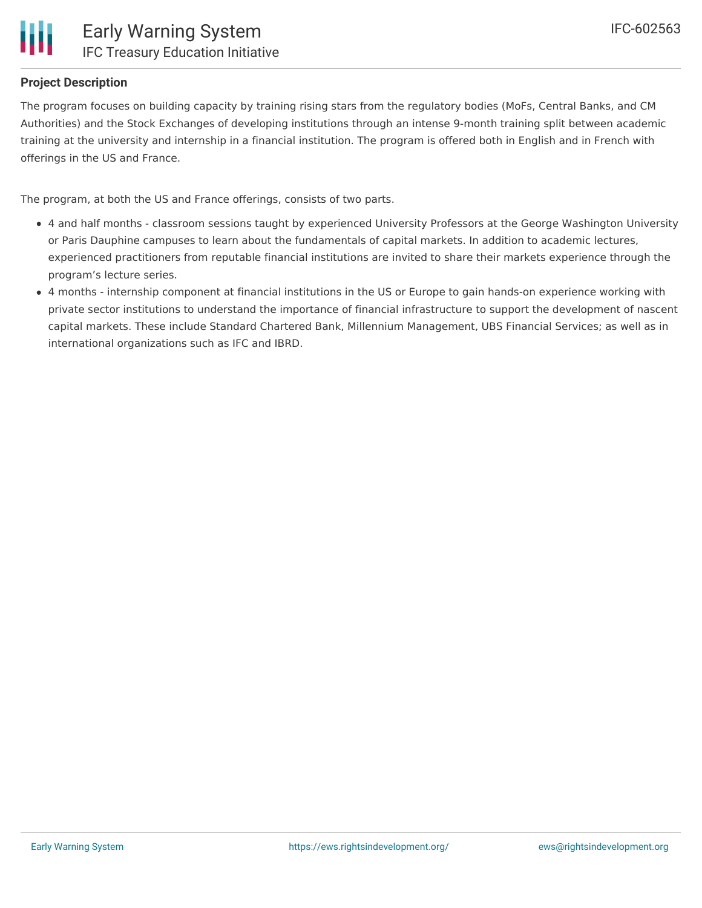## Project Description

The program focuses on building capacity by training rising stars from the regulatory bodies (MoFs, Central Banks, and CM Authorities) and the Stock Exchanges of developing institutions through an intense 9-month training split between academic training at the university and internship in a financial institution. The program is offered both in English and in French with offerings in the US and France.

The program, at both the US and France offerings, consists of two parts.

- 4 and half months - classroom sessions taught by experienced University Professors at the George Washington University or Paris Dauphine campuses to learn about the fundamentals of capital markets. In addition to academic lectures, experienced practitioners from reputable financial institutions are invited to share their markets experience through the program's lecture series.
- 4 months - internship component at financial institutions in the US or Europe to gain hands-on experience working with private sector institutions to understand the importance of financial infrastructure to support the development of nascent capital markets. These include Standard Chartered Bank, Millennium Management, UBS Financial Services; as well as in international organizations such as IFC and IBRD.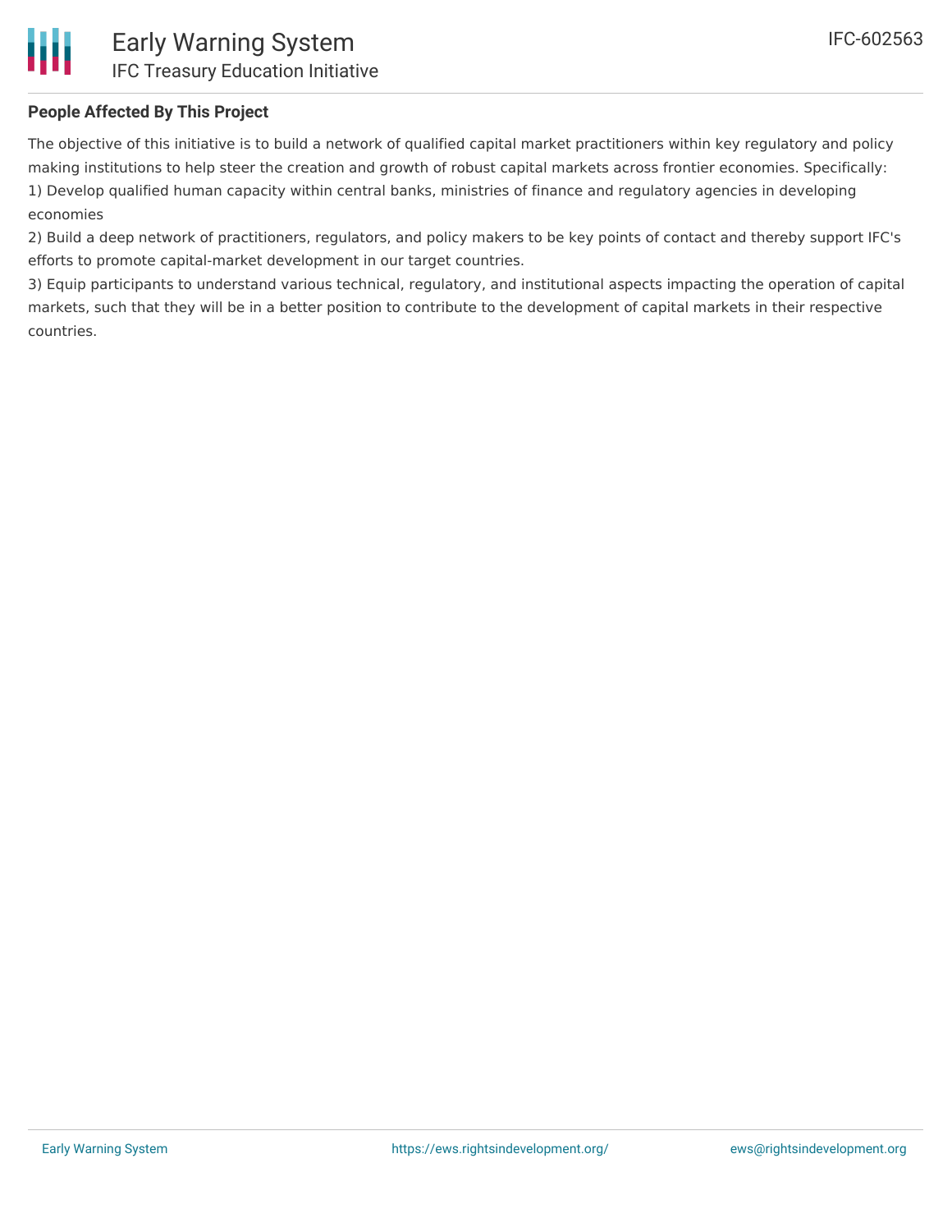## People Affected By This Project

The objective of this initiative is to build a network of qualified capital market practitioners within key regulatory and policy making institutions to help steer the creation and growth of robust capital markets across frontier economies. Specifically:
1) Develop qualified human capacity within central banks, ministries of finance and regulatory agencies in developing economies
2) Build a deep network of practitioners, regulators, and policy makers to be key points of contact and thereby support IFC's efforts to promote capital-market development in our target countries.
3) Equip participants to understand various technical, regulatory, and institutional aspects impacting the operation of capital markets, such that they will be in a better position to contribute to the development of capital markets in their respective countries.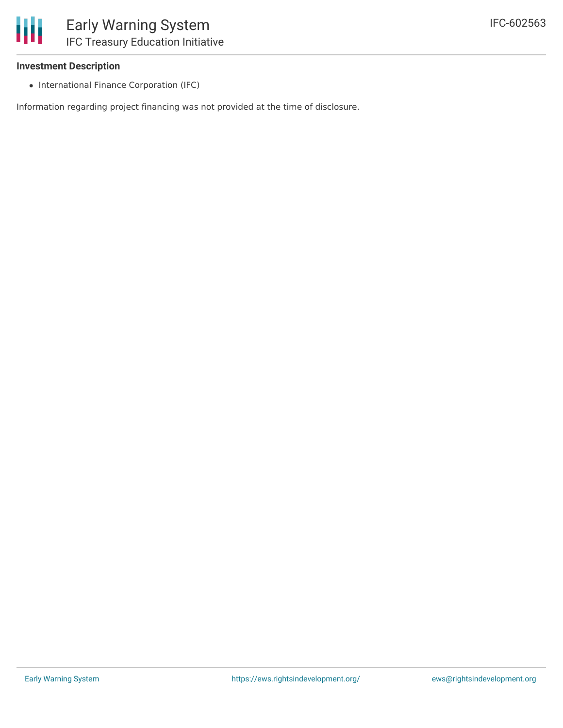## Investment Description

- International Finance Corporation (IFC)

Information regarding project financing was not provided at the time of disclosure.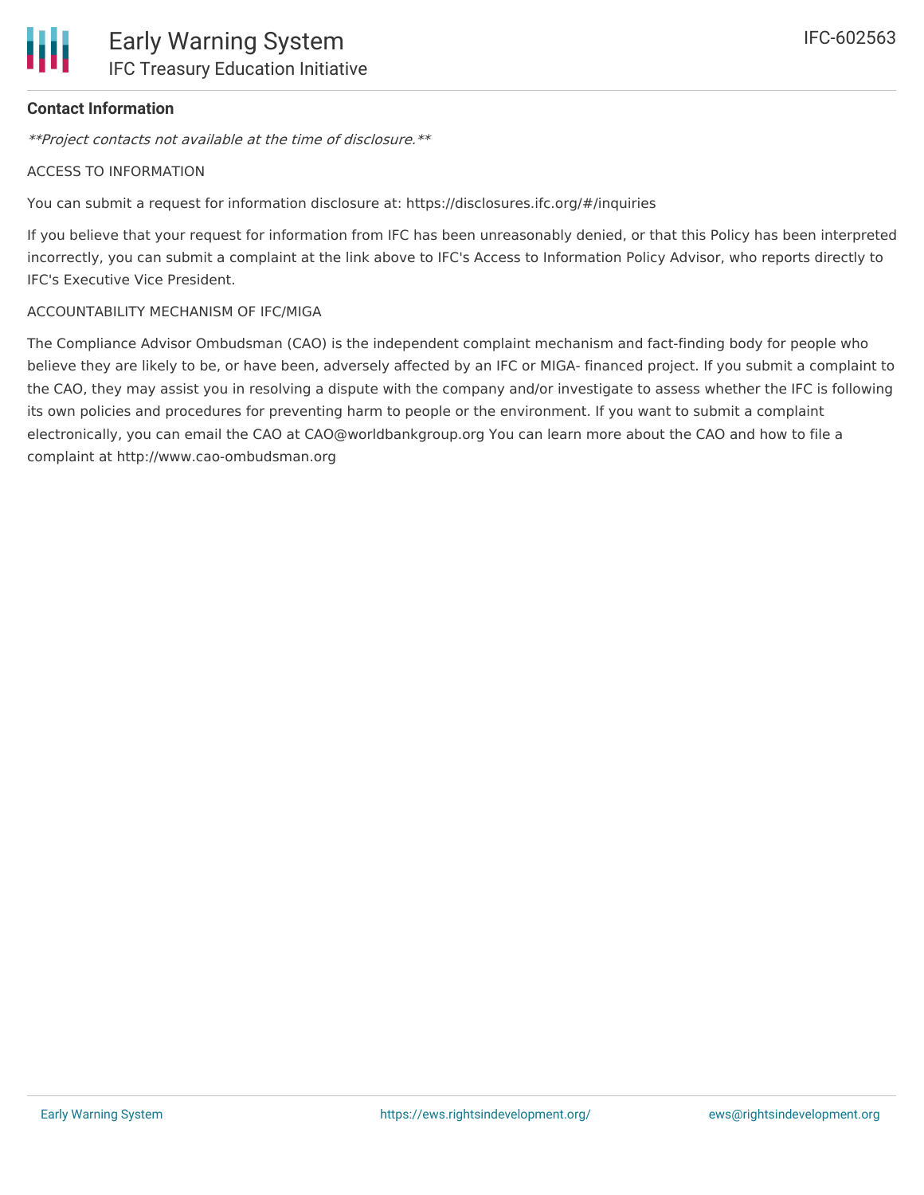**Contact Information**

*\*\*Project contacts not available at the time of disclosure.\*\**

ACCESS TO INFORMATION

You can submit a request for information disclosure at: https://disclosures.ifc.org/#/inquiries

If you believe that your request for information from IFC has been unreasonably denied, or that this Policy has been interpreted incorrectly, you can submit a complaint at the link above to IFC's Access to Information Policy Advisor, who reports directly to IFC's Executive Vice President.

ACCOUNTABILITY MECHANISM OF IFC/MIGA

The Compliance Advisor Ombudsman (CAO) is the independent complaint mechanism and fact-finding body for people who believe they are likely to be, or have been, adversely affected by an IFC or MIGA- financed project. If you submit a complaint to the CAO, they may assist you in resolving a dispute with the company and/or investigate to assess whether the IFC is following its own policies and procedures for preventing harm to people or the environment. If you want to submit a complaint electronically, you can email the CAO at CAO@worldbankgroup.org You can learn more about the CAO and how to file a complaint at http://www.cao-ombudsman.org